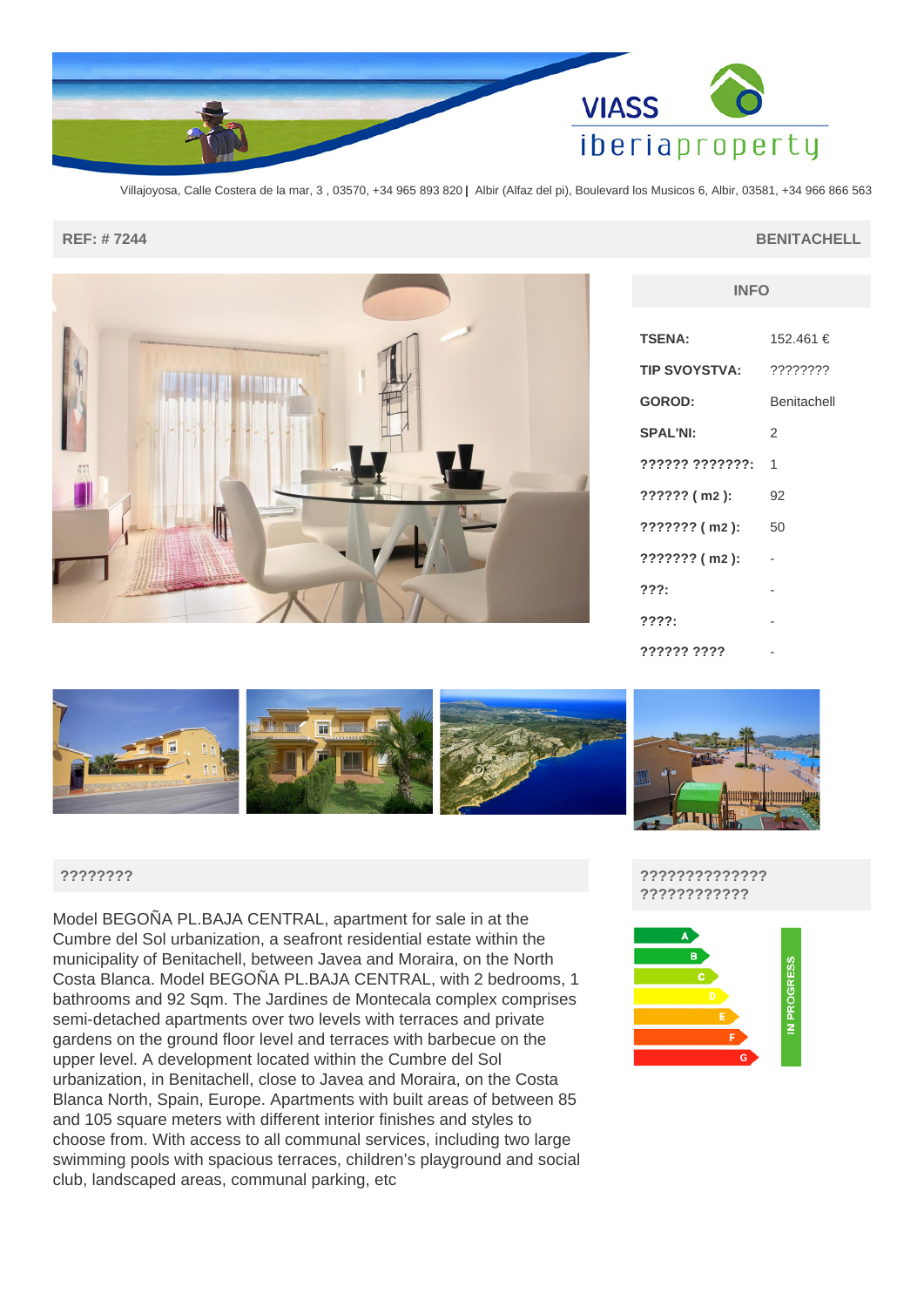VIASS iberiaproperty

Villajoyosa, Calle Costera de la mar, 3 , 03570, +34 965 893 820 | Albir (Alfaz del pi), Boulevard los Musicos 6, Albir, 03581, +34 966 866 563

**REF: # 7244** **BENITACHELL**

## INFO

| | |
|---|---|
| **TSENA:** | 152.461 € |
| **TIP SVOYSTVA:** | ???????? |
| **GOROD:** | Benitachell |
| **SPAL'NI:** | 2 |
| **?????? ???????:** | 1 |
| **?????? ( m2 ):** | 92 |
| **??????? ( m2 ):** | 50 |
| **??????? ( m2 ):** | - |
| **???:** | - |
| **????:** | - |
| **?????? ????** | - |

## ????????

Model BEGOÑA PL.BAJA CENTRAL, apartment for sale in at the Cumbre del Sol urbanization, a seafront residential estate within the municipality of Benitachell, between Javea and Moraira, on the North Costa Blanca. Model BEGOÑA PL.BAJA CENTRAL, with 2 bedrooms, 1 bathrooms and 92 Sqm. The Jardines de Montecala complex comprises semi-detached apartments over two levels with terraces and private gardens on the ground floor level and terraces with barbecue on the upper level. A development located within the Cumbre del Sol urbanization, in Benitachell, close to Javea and Moraira, on the Costa Blanca North, Spain, Europe. Apartments with built areas of between 85 and 105 square meters with different interior finishes and styles to choose from. With access to all communal services, including two large swimming pools with spacious terraces, children's playground and social club, landscaped areas, communal parking, etc

## ?????????????? ????????????

A B C D E F G

IN PROGRESS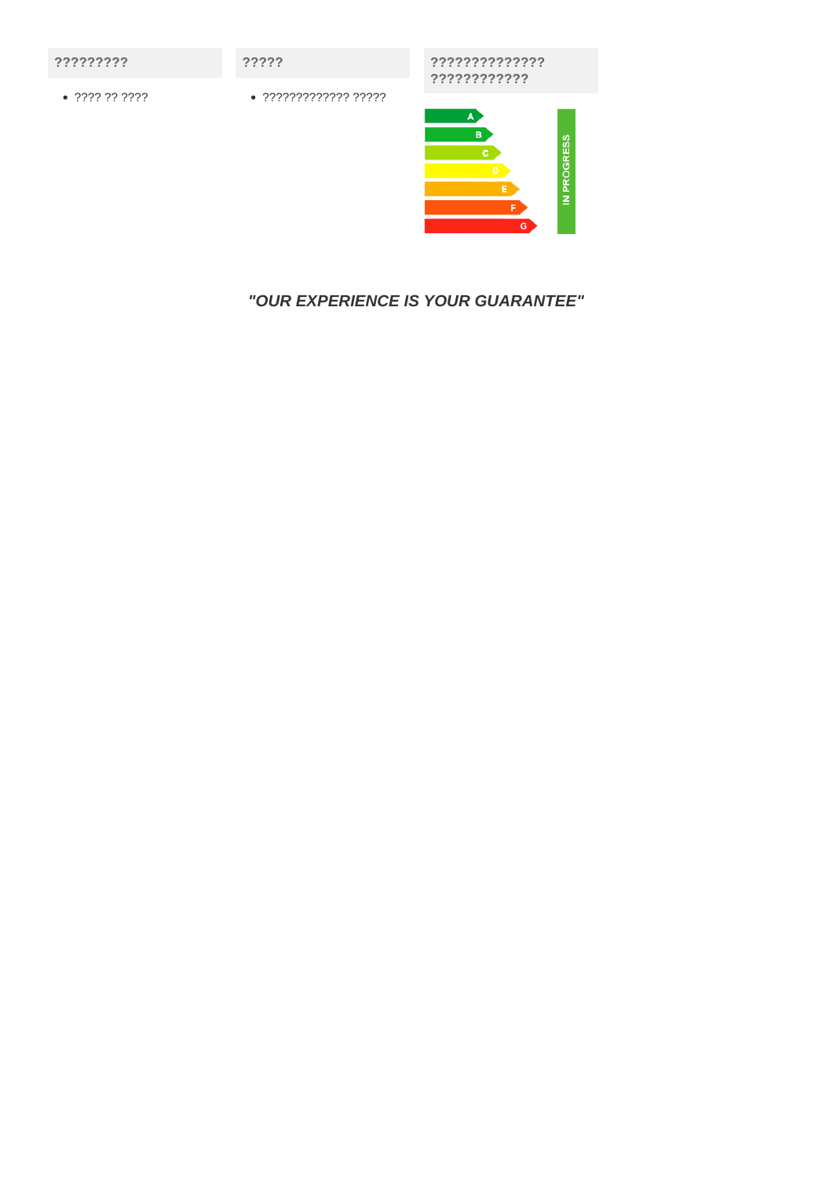**?????????**

- ???? ?? ????

**?????**

- ????????????? ?????

**??????????????
????????????**

A
B
C
D
E
F
G

IN PROGRESS

***"OUR EXPERIENCE IS YOUR GUARANTEE"***